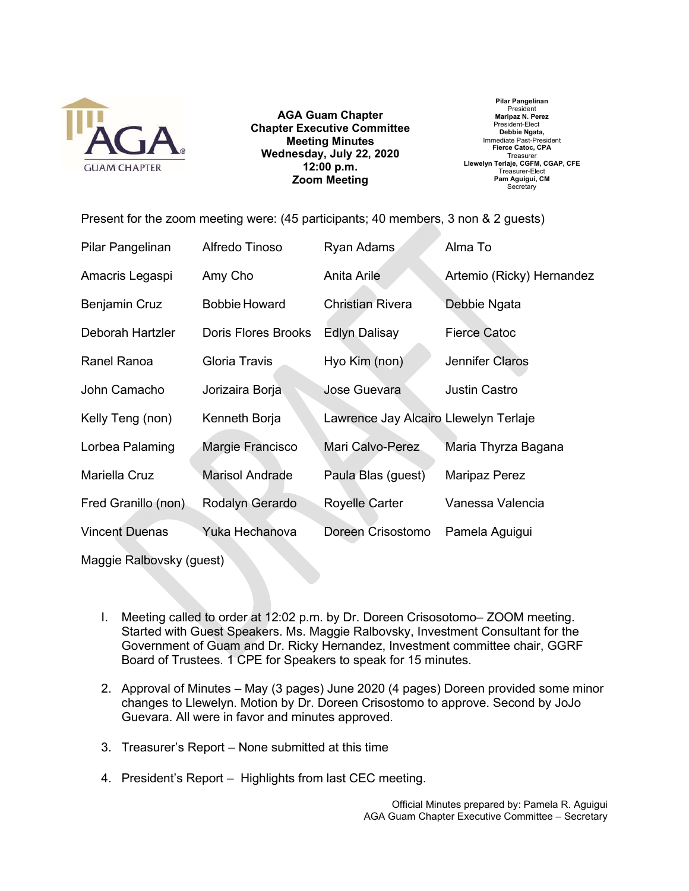**AGA Guam Chapter**
**Chapter Executive Committee**
**Meeting Minutes**
**Wednesday, July 22, 2020**
**12:00 p.m.**
**Zoom Meeting**

**Pilar Pangelinan**
President
**Maripaz N. Perez**
President-Elect
**Debbie Ngata,**
Immediate Past-President
**Fierce Catoc, CPA**
Treasurer
**Llewelyn Terlaje, CGFM, CGAP, CFE**
Treasurer-Elect
**Pam Aguigui, CM**
Secretary

DRAFT

Present for the zoom meeting were: (45 participants; 40 members, 3 non & 2 guests)

| | | | |
|---|---|---|---|
| Pilar Pangelinan | Alfredo Tinoso | Ryan Adams | Alma To |
| Amacris Legaspi | Amy Cho | Anita Arile | Artemio (Ricky) Hernandez |
| Benjamin Cruz | Bobbie Howard | Christian Rivera | Debbie Ngata |
| Deborah Hartzler | Doris Flores Brooks | Edlyn Dalisay | Fierce Catoc |
| Ranel Ranoa | Gloria Travis | Hyo Kim (non) | Jennifer Claros |
| John Camacho | Jorizaira Borja | Jose Guevara | Justin Castro |
| Kelly Teng (non) | Kenneth Borja | Lawrence Jay Alcairo | Llewelyn Terlaje |
| Lorbea Palaming | Margie Francisco | Mari Calvo-Perez | Maria Thyrza Bagana |
| Mariella Cruz | Marisol Andrade | Paula Blas (guest) | Maripaz Perez |
| Fred Granillo (non) | Rodalyn Gerardo | Royelle Carter | Vanessa Valencia |
| Vincent Duenas | Yuka Hechanova | Doreen Crisostomo | Pamela Aguigui |
| Maggie Ralbovsky (guest) | | | |

I. Meeting called to order at 12:02 p.m. by Dr. Doreen Crisosotomo– ZOOM meeting. Started with Guest Speakers. Ms. Maggie Ralbovsky, Investment Consultant for the Government of Guam and Dr. Ricky Hernandez, Investment committee chair, GGRF Board of Trustees. 1 CPE for Speakers to speak for 15 minutes.

2. Approval of Minutes – May (3 pages) June 2020 (4 pages) Doreen provided some minor changes to Llewelyn. Motion by Dr. Doreen Crisostomo to approve. Second by JoJo Guevara. All were in favor and minutes approved.

3. Treasurer's Report – None submitted at this time

4. President's Report – Highlights from last CEC meeting.

Official Minutes prepared by: Pamela R. Aguigui
AGA Guam Chapter Executive Committee – Secretary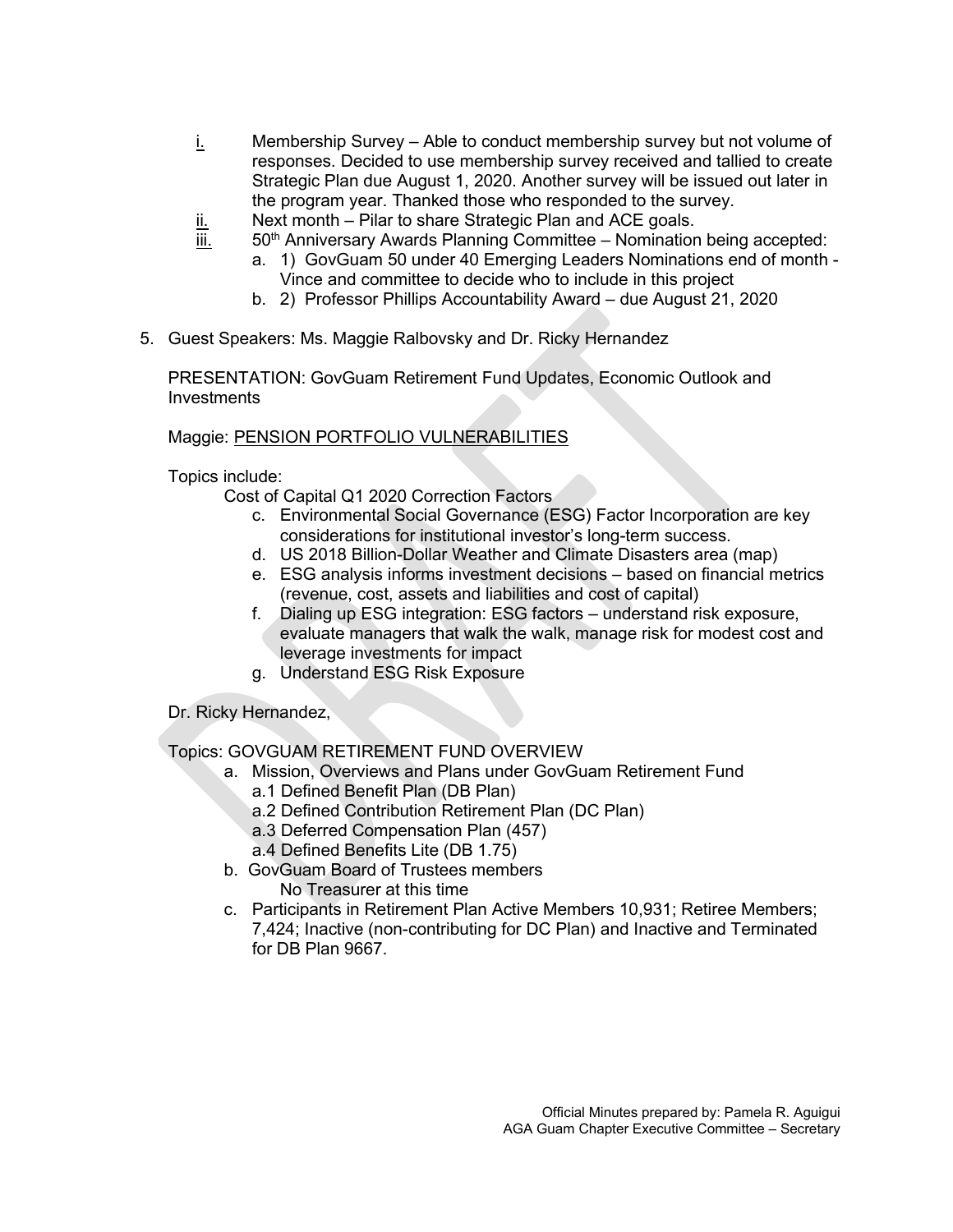i. Membership Survey – Able to conduct membership survey but not volume of responses. Decided to use membership survey received and tallied to create Strategic Plan due August 1, 2020. Another survey will be issued out later in the program year. Thanked those who responded to the survey.

ii. Next month – Pilar to share Strategic Plan and ACE goals.

iii. 50th Anniversary Awards Planning Committee – Nomination being accepted:

   a. 1) GovGuam 50 under 40 Emerging Leaders Nominations end of month - Vince and committee to decide who to include in this project
   b. 2) Professor Phillips Accountability Award – due August 21, 2020

5. Guest Speakers: Ms. Maggie Ralbovsky and Dr. Ricky Hernandez

   PRESENTATION: GovGuam Retirement Fund Updates, Economic Outlook and Investments

   Maggie: <u>PENSION PORTFOLIO VULNERABILITIES</u>

   Topics include:

   Cost of Capital Q1 2020 Correction Factors

   c. Environmental Social Governance (ESG) Factor Incorporation are key considerations for institutional investor's long-term success.
   d. US 2018 Billion-Dollar Weather and Climate Disasters area (map)
   e. ESG analysis informs investment decisions – based on financial metrics (revenue, cost, assets and liabilities and cost of capital)
   f. Dialing up ESG integration: ESG factors – understand risk exposure, evaluate managers that walk the walk, manage risk for modest cost and leverage investments for impact
   g. Understand ESG Risk Exposure

   Dr. Ricky Hernandez,

   Topics: GOVGUAM RETIREMENT FUND OVERVIEW

   a. Mission, Overviews and Plans under GovGuam Retirement Fund
      a.1 Defined Benefit Plan (DB Plan)
      a.2 Defined Contribution Retirement Plan (DC Plan)
      a.3 Deferred Compensation Plan (457)
      a.4 Defined Benefits Lite (DB 1.75)
   b. GovGuam Board of Trustees members
      No Treasurer at this time
   c. Participants in Retirement Plan Active Members 10,931; Retiree Members; 7,424; Inactive (non-contributing for DC Plan) and Inactive and Terminated for DB Plan 9667.

Official Minutes prepared by: Pamela R. Aguigui
AGA Guam Chapter Executive Committee – Secretary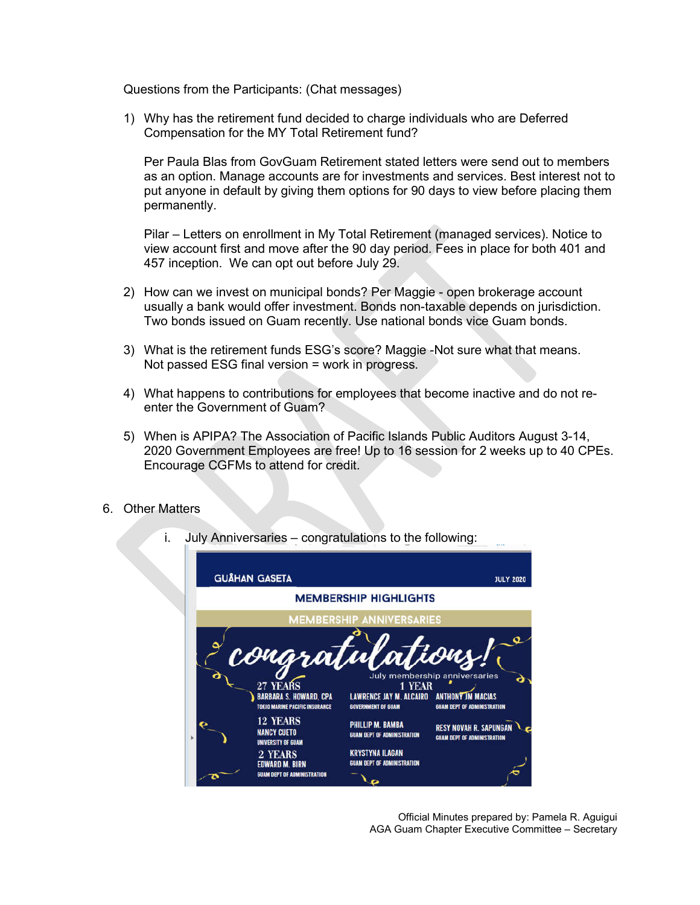Questions from the Participants: (Chat messages)

1) Why has the retirement fund decided to charge individuals who are Deferred Compensation for the MY Total Retirement fund?

   Per Paula Blas from GovGuam Retirement stated letters were send out to members as an option. Manage accounts are for investments and services. Best interest not to put anyone in default by giving them options for 90 days to view before placing them permanently.

   Pilar – Letters on enrollment in My Total Retirement (managed services). Notice to view account first and move after the 90 day period. Fees in place for both 401 and 457 inception. We can opt out before July 29.

2) How can we invest on municipal bonds? Per Maggie - open brokerage account usually a bank would offer investment. Bonds non-taxable depends on jurisdiction. Two bonds issued on Guam recently. Use national bonds vice Guam bonds.

3) What is the retirement funds ESG's score? Maggie -Not sure what that means. Not passed ESG final version = work in progress.

4) What happens to contributions for employees that become inactive and do not re-enter the Government of Guam?

5) When is APIPA? The Association of Pacific Islands Public Auditors August 3-14, 2020 Government Employees are free! Up to 16 session for 2 weeks up to 40 CPEs. Encourage CGFMs to attend for credit.

6. Other Matters

   i. July Anniversaries – congratulations to the following:

GUÅHAN GASETA — JULY 2020

MEMBERSHIP HIGHLIGHTS

MEMBERSHIP ANNIVERSARIES

congratulations!

July membership anniversaries

27 YEARS
BARBARA S. HOWARD, CPA
TOKIO MARINE PACIFIC INSURANCE

12 YEARS
NANCY CUETO
UNIVERSITY OF GUAM

2 YEARS
EDWARD M. BIRN
GUAM DEPT OF ADMINISTRATION

1 YEAR
LAWRENCE JAY M. ALCAIRO
GOVERNMENT OF GUAM

ANTHONY JM MACIAS
GUAM DEPT OF ADMINISTRATION

PHILLIP M. BAMBA
GUAM DEPT OF ADMINISTRATION

RESY NOVAH R. SAPUNGAN
GUAM DEPT OF ADMINISTRATION

KRYSTYNA ILAGAN
GUAM DEPT OF ADMINISTRATION

Official Minutes prepared by: Pamela R. Aguigui
AGA Guam Chapter Executive Committee – Secretary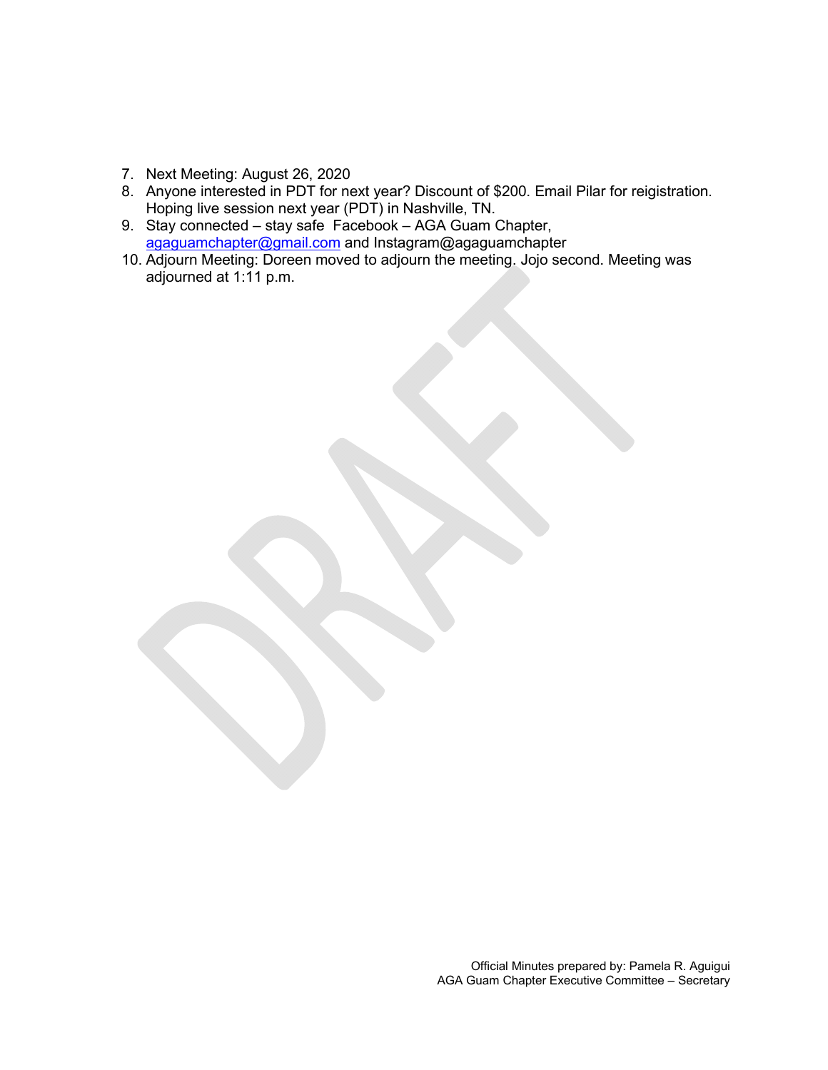7. Next Meeting: August 26, 2020
8. Anyone interested in PDT for next year? Discount of $200. Email Pilar for reigistration. Hoping live session next year (PDT) in Nashville, TN.
9. Stay connected – stay safe  Facebook – AGA Guam Chapter, agaguamchapter@gmail.com and Instagram@agaguamchapter
10. Adjourn Meeting: Doreen moved to adjourn the meeting. Jojo second. Meeting was adjourned at 1:11 p.m.

DRAFT

Official Minutes prepared by: Pamela R. Aguigui
AGA Guam Chapter Executive Committee – Secretary